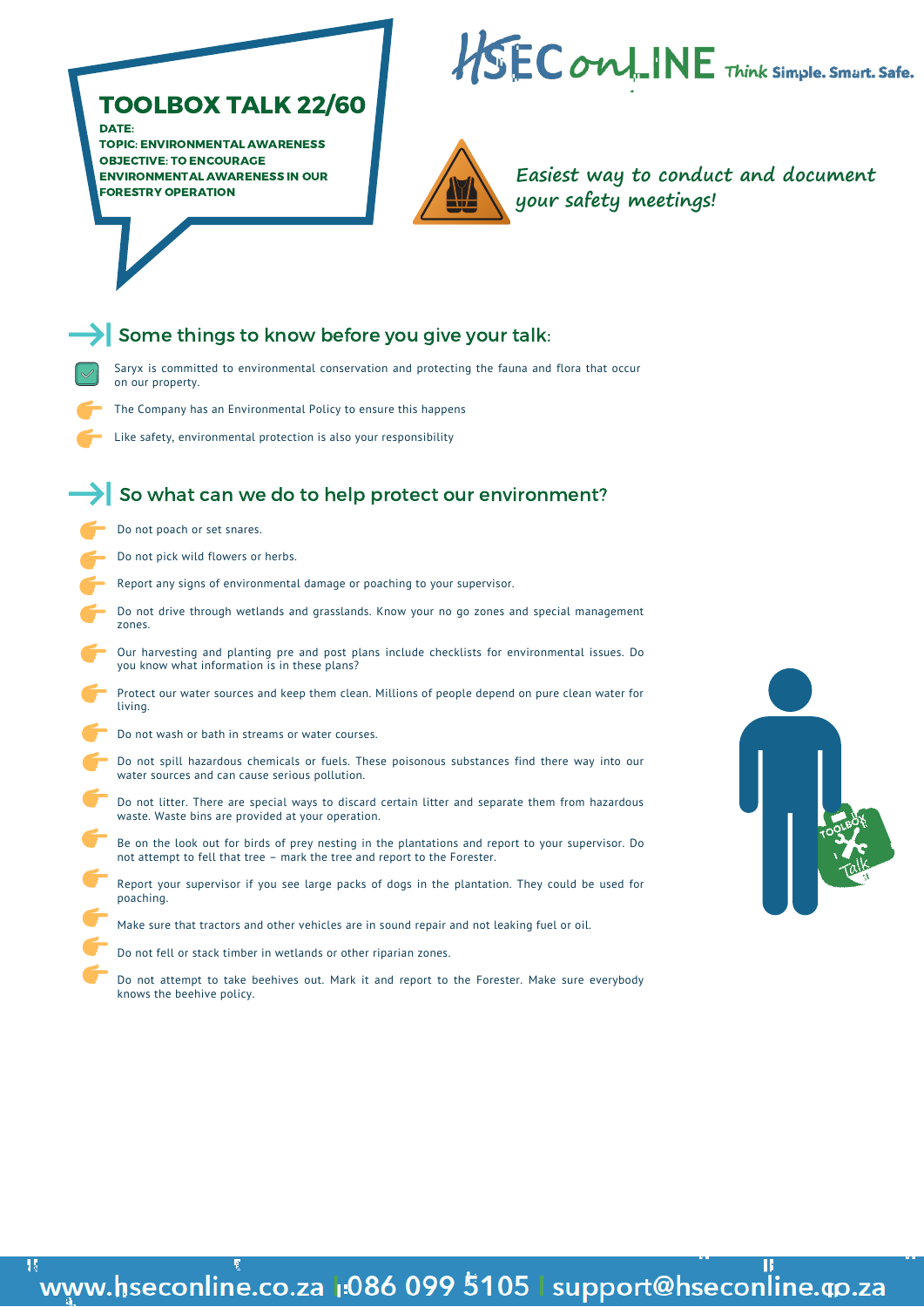# TOOLBOX TALK 22/60

**DATE:**

**TOPIC: ENVIRONMENTAL AWARENESS**

**OBJECTIVE: TO ENCOURAGE ENVIRONMENTAL AWARENESS IN OUR FORESTRY OPERATION**

HSEC onLINE Think Simple. Smart. Safe.

*Easiest way to conduct and document your safety meetings!*

## Some things to know before you give your talk:

- Saryx is committed to environmental conservation and protecting the fauna and flora that occur on our property.
- The Company has an Environmental Policy to ensure this happens
- Like safety, environmental protection is also your responsibility

## So what can we do to help protect our environment?

- Do not poach or set snares.
- Do not pick wild flowers or herbs.
- Report any signs of environmental damage or poaching to your supervisor.
- Do not drive through wetlands and grasslands. Know your no go zones and special management zones.
- Our harvesting and planting pre and post plans include checklists for environmental issues. Do you know what information is in these plans?
- Protect our water sources and keep them clean. Millions of people depend on pure clean water for living.
- Do not wash or bath in streams or water courses.
- Do not spill hazardous chemicals or fuels. These poisonous substances find there way into our water sources and can cause serious pollution.
- Do not litter. There are special ways to discard certain litter and separate them from hazardous waste. Waste bins are provided at your operation.
- Be on the look out for birds of prey nesting in the plantations and report to your supervisor. Do not attempt to fell that tree – mark the tree and report to the Forester.
- Report your supervisor if you see large packs of dogs in the plantation. They could be used for poaching.
- Make sure that tractors and other vehicles are in sound repair and not leaking fuel or oil.
- Do not fell or stack timber in wetlands or other riparian zones.
- Do not attempt to take beehives out. Mark it and report to the Forester. Make sure everybody knows the beehive policy.

www.hseconline.co.za | 086 099 5105 | support@hseconline.co.za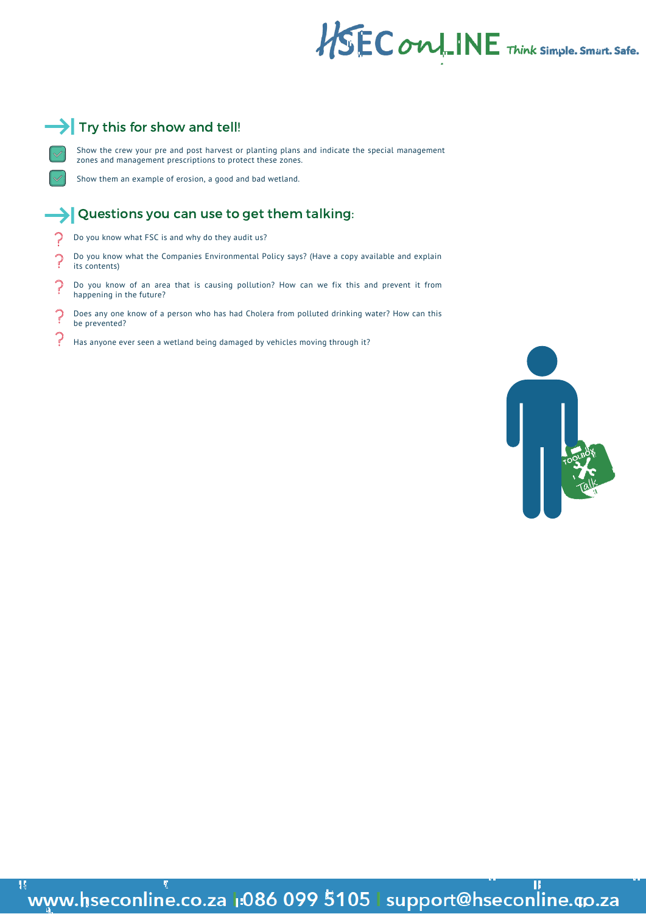## Try this for show and tell!

- Show the crew your pre and post harvest or planting plans and indicate the special management zones and management prescriptions to protect these zones.
- Show them an example of erosion, a good and bad wetland.

## Questions you can use to get them talking:

- Do you know what FSC is and why do they audit us?
- Do you know what the Companies Environmental Policy says? (Have a copy available and explain its contents)
- Do you know of an area that is causing pollution? How can we fix this and prevent it from happening in the future?
- Does any one know of a person who has had Cholera from polluted drinking water? How can this be prevented?
- Has anyone ever seen a wetland being damaged by vehicles moving through it?